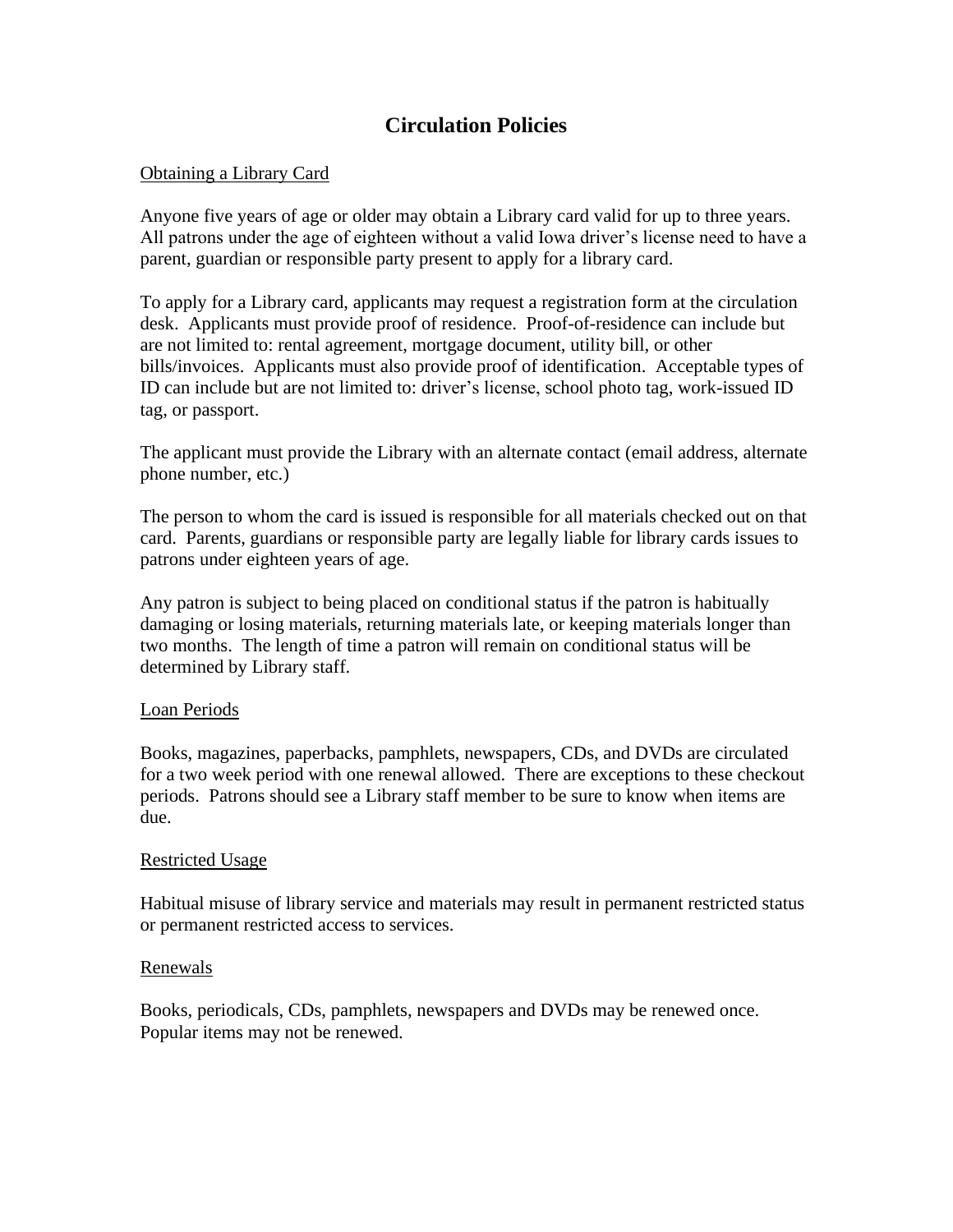# Circulation Policies

## Obtaining a Library Card

Anyone five years of age or older may obtain a Library card valid for up to three years. All patrons under the age of eighteen without a valid Iowa driver's license need to have a parent, guardian or responsible party present to apply for a library card.

To apply for a Library card, applicants may request a registration form at the circulation desk. Applicants must provide proof of residence. Proof-of-residence can include but are not limited to: rental agreement, mortgage document, utility bill, or other bills/invoices. Applicants must also provide proof of identification. Acceptable types of ID can include but are not limited to: driver's license, school photo tag, work-issued ID tag, or passport.

The applicant must provide the Library with an alternate contact (email address, alternate phone number, etc.)

The person to whom the card is issued is responsible for all materials checked out on that card. Parents, guardians or responsible party are legally liable for library cards issues to patrons under eighteen years of age.

Any patron is subject to being placed on conditional status if the patron is habitually damaging or losing materials, returning materials late, or keeping materials longer than two months. The length of time a patron will remain on conditional status will be determined by Library staff.

## Loan Periods

Books, magazines, paperbacks, pamphlets, newspapers, CDs, and DVDs are circulated for a two week period with one renewal allowed. There are exceptions to these checkout periods. Patrons should see a Library staff member to be sure to know when items are due.

## Restricted Usage

Habitual misuse of library service and materials may result in permanent restricted status or permanent restricted access to services.

## Renewals

Books, periodicals, CDs, pamphlets, newspapers and DVDs may be renewed once. Popular items may not be renewed.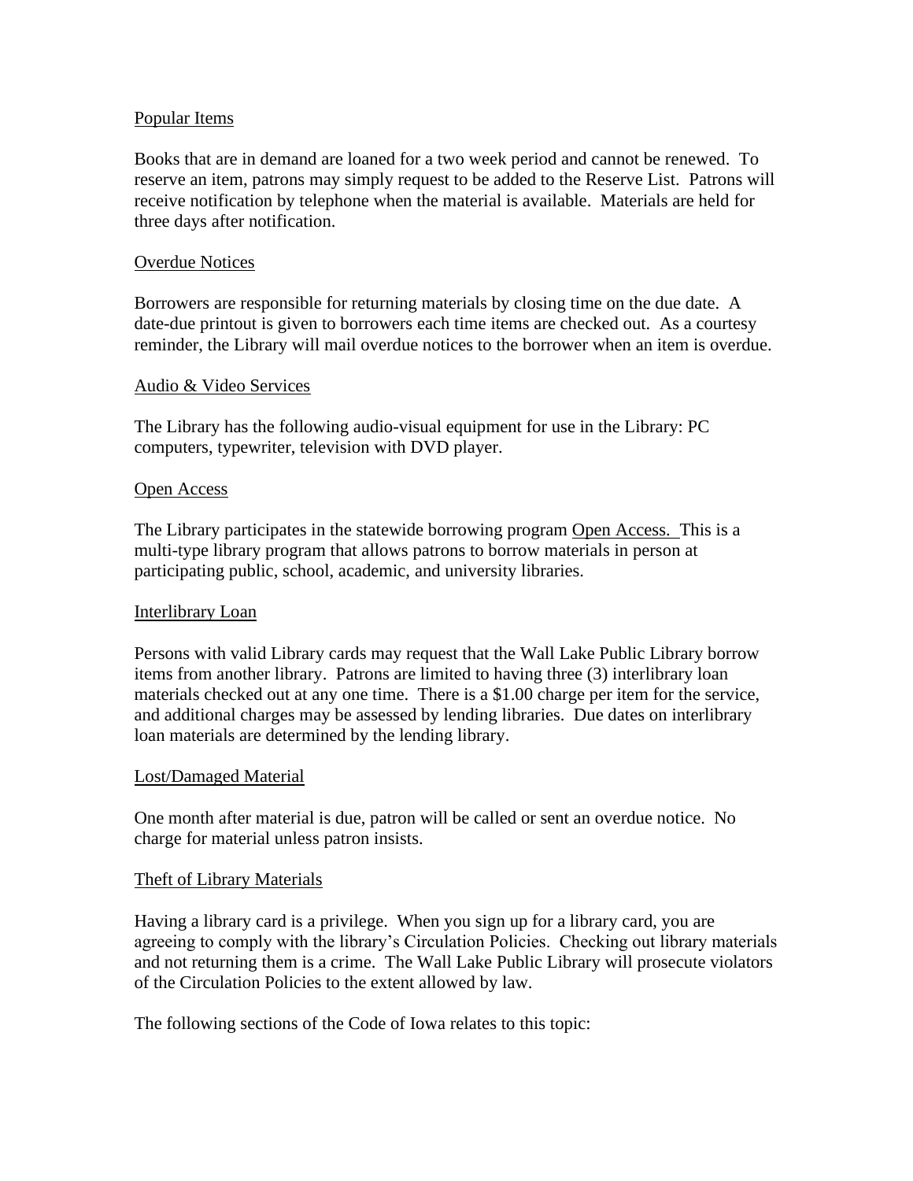<u>Popular Items</u>

Books that are in demand are loaned for a two week period and cannot be renewed. To reserve an item, patrons may simply request to be added to the Reserve List. Patrons will receive notification by telephone when the material is available. Materials are held for three days after notification.

<u>Overdue Notices</u>

Borrowers are responsible for returning materials by closing time on the due date. A date-due printout is given to borrowers each time items are checked out. As a courtesy reminder, the Library will mail overdue notices to the borrower when an item is overdue.

<u>Audio & Video Services</u>

The Library has the following audio-visual equipment for use in the Library: PC computers, typewriter, television with DVD player.

<u>Open Access</u>

The Library participates in the statewide borrowing program <u>Open Access.</u> This is a multi-type library program that allows patrons to borrow materials in person at participating public, school, academic, and university libraries.

<u>Interlibrary Loan</u>

Persons with valid Library cards may request that the Wall Lake Public Library borrow items from another library. Patrons are limited to having three (3) interlibrary loan materials checked out at any one time. There is a $1.00 charge per item for the service, and additional charges may be assessed by lending libraries. Due dates on interlibrary loan materials are determined by the lending library.

<u>Lost/Damaged Material</u>

One month after material is due, patron will be called or sent an overdue notice. No charge for material unless patron insists.

<u>Theft of Library Materials</u>

Having a library card is a privilege. When you sign up for a library card, you are agreeing to comply with the library's Circulation Policies. Checking out library materials and not returning them is a crime. The Wall Lake Public Library will prosecute violators of the Circulation Policies to the extent allowed by law.

The following sections of the Code of Iowa relates to this topic: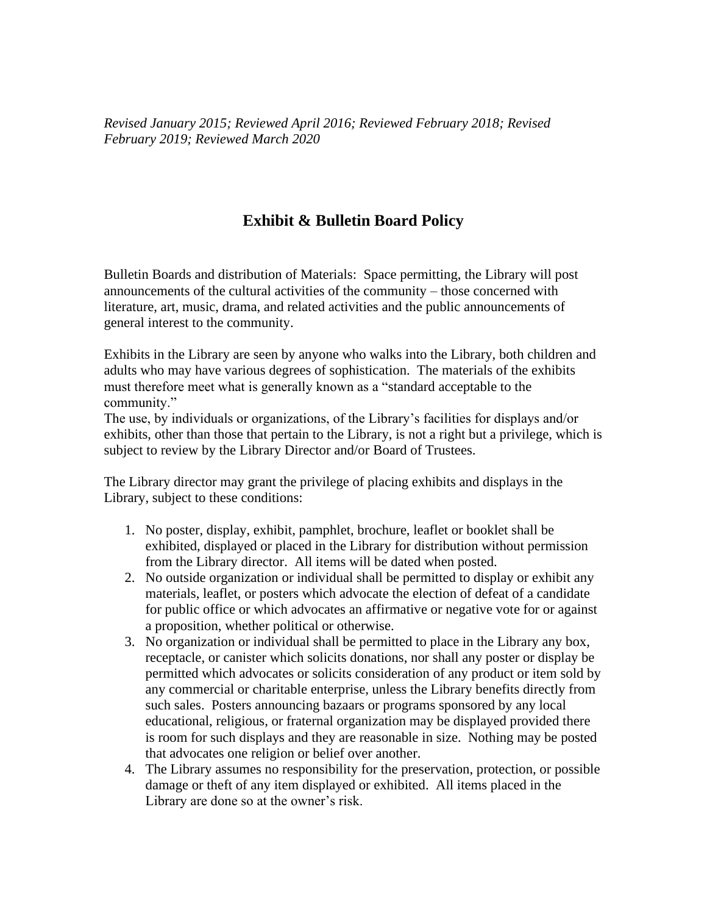*Revised January 2015; Reviewed April 2016; Reviewed February 2018; Revised February 2019; Reviewed March 2020*

## Exhibit & Bulletin Board Policy

Bulletin Boards and distribution of Materials: Space permitting, the Library will post announcements of the cultural activities of the community – those concerned with literature, art, music, drama, and related activities and the public announcements of general interest to the community.

Exhibits in the Library are seen by anyone who walks into the Library, both children and adults who may have various degrees of sophistication. The materials of the exhibits must therefore meet what is generally known as a "standard acceptable to the community."

The use, by individuals or organizations, of the Library's facilities for displays and/or exhibits, other than those that pertain to the Library, is not a right but a privilege, which is subject to review by the Library Director and/or Board of Trustees.

The Library director may grant the privilege of placing exhibits and displays in the Library, subject to these conditions:

1. No poster, display, exhibit, pamphlet, brochure, leaflet or booklet shall be exhibited, displayed or placed in the Library for distribution without permission from the Library director. All items will be dated when posted.
2. No outside organization or individual shall be permitted to display or exhibit any materials, leaflet, or posters which advocate the election of defeat of a candidate for public office or which advocates an affirmative or negative vote for or against a proposition, whether political or otherwise.
3. No organization or individual shall be permitted to place in the Library any box, receptacle, or canister which solicits donations, nor shall any poster or display be permitted which advocates or solicits consideration of any product or item sold by any commercial or charitable enterprise, unless the Library benefits directly from such sales. Posters announcing bazaars or programs sponsored by any local educational, religious, or fraternal organization may be displayed provided there is room for such displays and they are reasonable in size. Nothing may be posted that advocates one religion or belief over another.
4. The Library assumes no responsibility for the preservation, protection, or possible damage or theft of any item displayed or exhibited. All items placed in the Library are done so at the owner's risk.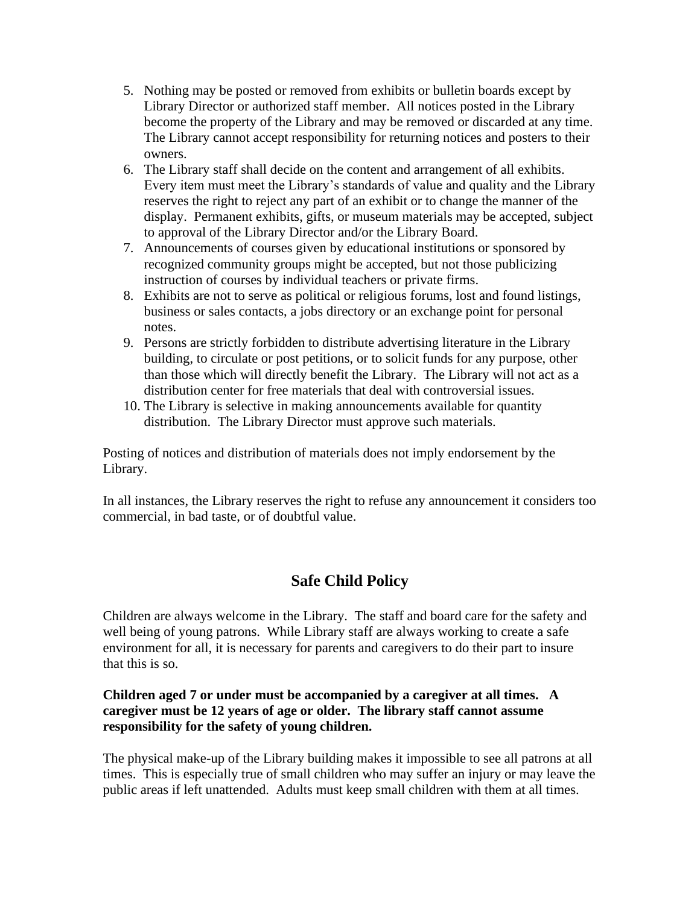5. Nothing may be posted or removed from exhibits or bulletin boards except by Library Director or authorized staff member. All notices posted in the Library become the property of the Library and may be removed or discarded at any time. The Library cannot accept responsibility for returning notices and posters to their owners.
6. The Library staff shall decide on the content and arrangement of all exhibits. Every item must meet the Library's standards of value and quality and the Library reserves the right to reject any part of an exhibit or to change the manner of the display. Permanent exhibits, gifts, or museum materials may be accepted, subject to approval of the Library Director and/or the Library Board.
7. Announcements of courses given by educational institutions or sponsored by recognized community groups might be accepted, but not those publicizing instruction of courses by individual teachers or private firms.
8. Exhibits are not to serve as political or religious forums, lost and found listings, business or sales contacts, a jobs directory or an exchange point for personal notes.
9. Persons are strictly forbidden to distribute advertising literature in the Library building, to circulate or post petitions, or to solicit funds for any purpose, other than those which will directly benefit the Library. The Library will not act as a distribution center for free materials that deal with controversial issues.
10. The Library is selective in making announcements available for quantity distribution. The Library Director must approve such materials.

Posting of notices and distribution of materials does not imply endorsement by the Library.

In all instances, the Library reserves the right to refuse any announcement it considers too commercial, in bad taste, or of doubtful value.

## Safe Child Policy

Children are always welcome in the Library. The staff and board care for the safety and well being of young patrons. While Library staff are always working to create a safe environment for all, it is necessary for parents and caregivers to do their part to insure that this is so.

**Children aged 7 or under must be accompanied by a caregiver at all times. A caregiver must be 12 years of age or older. The library staff cannot assume responsibility for the safety of young children.**

The physical make-up of the Library building makes it impossible to see all patrons at all times. This is especially true of small children who may suffer an injury or may leave the public areas if left unattended. Adults must keep small children with them at all times.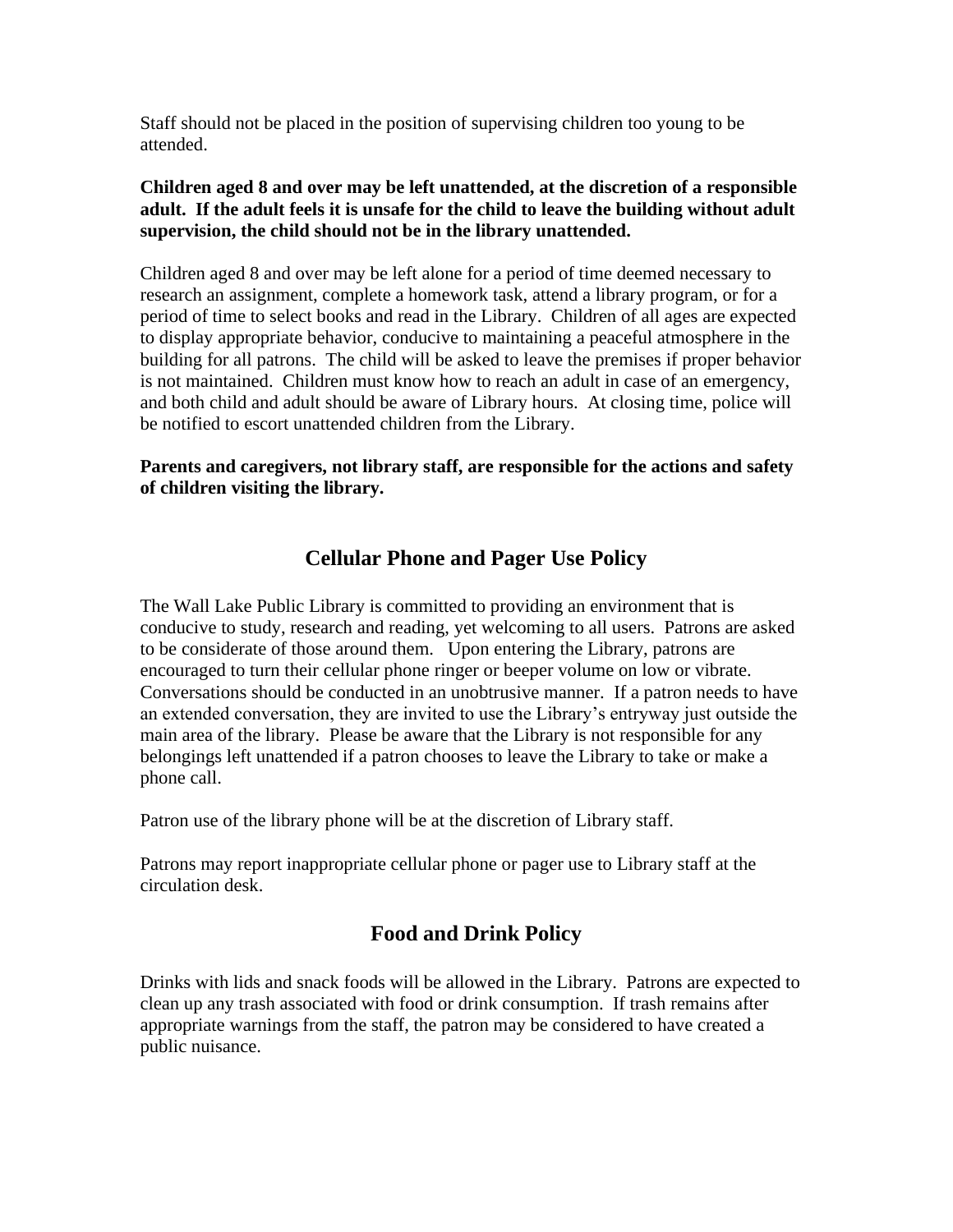Staff should not be placed in the position of supervising children too young to be attended.

**Children aged 8 and over may be left unattended, at the discretion of a responsible adult. If the adult feels it is unsafe for the child to leave the building without adult supervision, the child should not be in the library unattended.**

Children aged 8 and over may be left alone for a period of time deemed necessary to research an assignment, complete a homework task, attend a library program, or for a period of time to select books and read in the Library. Children of all ages are expected to display appropriate behavior, conducive to maintaining a peaceful atmosphere in the building for all patrons. The child will be asked to leave the premises if proper behavior is not maintained. Children must know how to reach an adult in case of an emergency, and both child and adult should be aware of Library hours. At closing time, police will be notified to escort unattended children from the Library.

**Parents and caregivers, not library staff, are responsible for the actions and safety of children visiting the library.**

## Cellular Phone and Pager Use Policy

The Wall Lake Public Library is committed to providing an environment that is conducive to study, research and reading, yet welcoming to all users. Patrons are asked to be considerate of those around them. Upon entering the Library, patrons are encouraged to turn their cellular phone ringer or beeper volume on low or vibrate. Conversations should be conducted in an unobtrusive manner. If a patron needs to have an extended conversation, they are invited to use the Library's entryway just outside the main area of the library. Please be aware that the Library is not responsible for any belongings left unattended if a patron chooses to leave the Library to take or make a phone call.

Patron use of the library phone will be at the discretion of Library staff.

Patrons may report inappropriate cellular phone or pager use to Library staff at the circulation desk.

## Food and Drink Policy

Drinks with lids and snack foods will be allowed in the Library. Patrons are expected to clean up any trash associated with food or drink consumption. If trash remains after appropriate warnings from the staff, the patron may be considered to have created a public nuisance.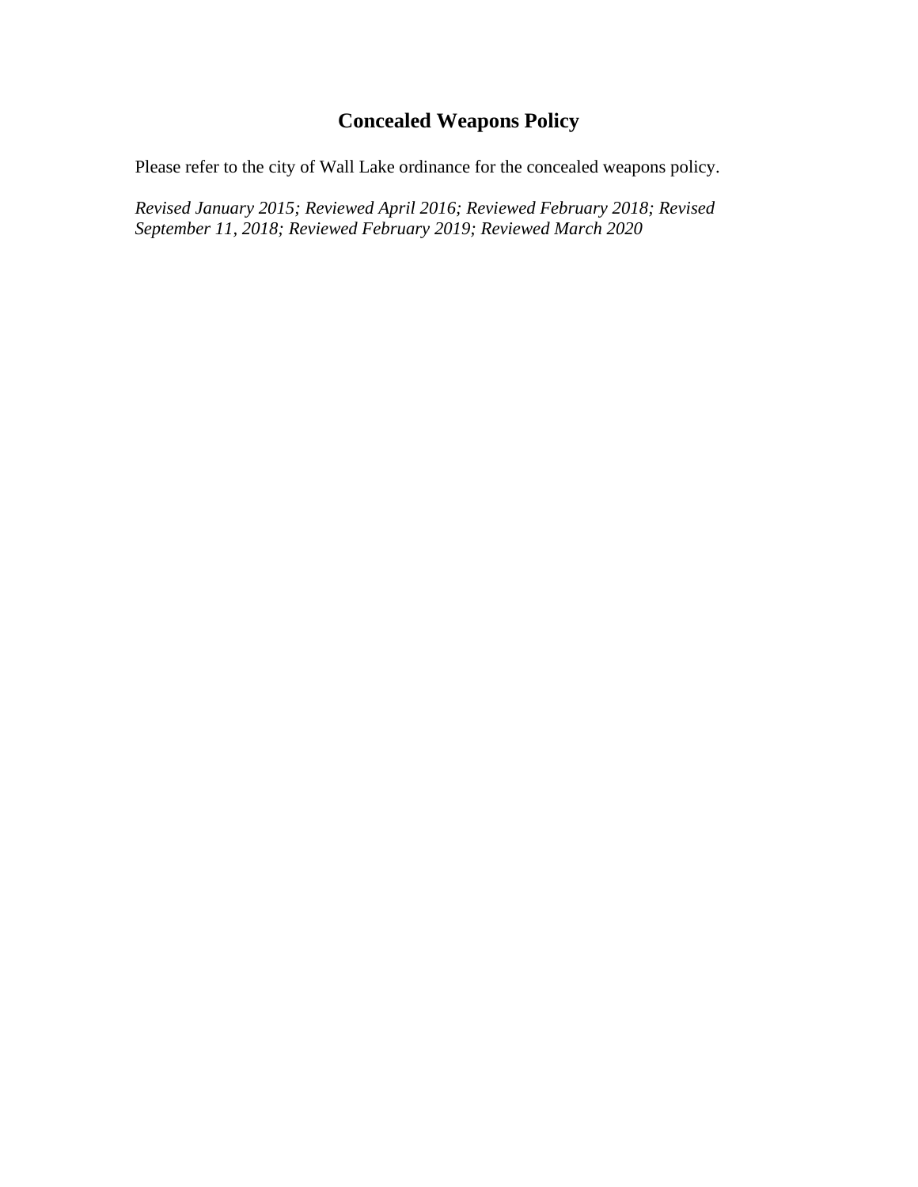# Concealed Weapons Policy

Please refer to the city of Wall Lake ordinance for the concealed weapons policy.

*Revised January 2015; Reviewed April 2016; Reviewed February 2018; Revised September 11, 2018; Reviewed February 2019; Reviewed March 2020*